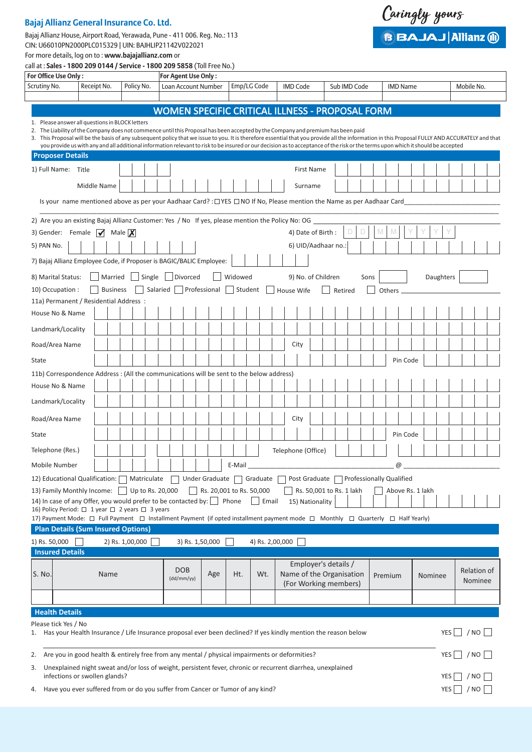**Bajaj Allianz General Insurance Co. Ltd.**

Caringly yours

BAJAJ | Allianz

Bajaj Allianz House, Airport Road, Yerawada, Pune - 411 006. Reg. No.: 113
CIN: U66010PN2000PLC015329 | UIN: BAJHLIP21142V022021
For more details, log on to : **www.bajajallianz.com** or
call at : **Sales - 1800 209 0144 / Service - 1800 209 5858** (Toll Free No.)

| For Office Use Only : | | | For Agent Use Only : | | | | | |
|---|---|---|---|---|---|---|---|---|
| Scrutiny No. | Receipt No. | Policy No. | Loan Account Number | Emp/LG Code | IMD Code | Sub IMD Code | IMD Name | Mobile No. |
| | | | | | | | | |

# WOMEN SPECIFIC CRITICAL ILLNESS - PROPOSAL FORM

1. Please answer all questions in BLOCK letters
2. The Liability of the Company does not commence until this Proposal has been accepted by the Company and premium has been paid
3. This Proposal will be the basis of any subsequent policy that we issue to you. It is therefore essential that you provide all the information in this Proposal FULLY AND ACCURATELY and that you provide us with any and all additional information relevant to risk to be insured or our decision as to acceptance of the risk or the terms upon which it should be accepted

## Proposer Details

1) Full Name: Title ______ First Name ______
Middle Name ______ Surname ______

Is your name mentioned above as per your Aadhaar Card? : ☐ YES ☐ NO If No, Please mention the Name as per Aadhaar Card ______

2) Are you an existing Bajaj Allianz Customer: Yes / No If yes, please mention the Policy No: OG ______

3) Gender: Female ☑ Male ☒ 4) Date of Birth : D D M M Y Y Y Y

5) PAN No. ______ 6) UID/Aadhaar no.: ______

7) Bajaj Allianz Employee Code, if Proposer is BAGIC/BALIC Employee: ______

8) Marital Status: ☐ Married ☐ Single ☐ Divorced ☐ Widowed 9) No. of Children Sons ______ Daughters ______

10) Occupation : ☐ Business ☐ Salaried ☐ Professional ☐ Student ☐ House Wife ☐ Retired ☐ Others ______

11a) Permanent / Residential Address :
House No & Name ______
Landmark/Locality ______
Road/Area Name ______ City ______
State ______ Pin Code ______

11b) Correspondence Address : (All the communications will be sent to the below address)
House No & Name ______
Landmark/Locality ______
Road/Area Name ______ City ______
State ______ Pin Code ______
Telephone (Res.) ______ Telephone (Office) ______
Mobile Number ______ E-Mail ______ @ ______

12) Educational Qualification: ☐ Matriculate ☐ Under Graduate ☐ Graduate ☐ Post Graduate ☐ Professionally Qualified

13) Family Monthly Income: ☐ Up to Rs. 20,000 ☐ Rs. 20,001 to Rs. 50,000 ☐ Rs. 50,001 to Rs. 1 lakh ☐ Above Rs. 1 lakh

14) In case of any Offer, you would prefer to be contacted by: ☐ Phone ☐ Email 15) Nationality ______

16) Policy Period: ☐ 1 year ☐ 2 years ☐ 3 years

17) Payment Mode: ☐ Full Payment ☐ Installment Payment (if opted installment payment mode ☐ Monthly ☐ Quarterly ☐ Half Yearly)

## Plan Details (Sum Insured Options)

1) Rs. 50,000 ☐ 2) Rs. 1,00,000 ☐ 3) Rs. 1,50,000 ☐ 4) Rs. 2,00,000 ☐

## Insured Details

| S. No. | Name | DOB (dd/mm/yy) | Age | Ht. | Wt. | Employer's details / Name of the Organisation (For Working members) | Premium | Nominee | Relation of Nominee |
|---|---|---|---|---|---|---|---|---|---|
| | | | | | | | | | |

## Health Details

Please tick Yes / No

1. Has your Health Insurance / Life Insurance proposal ever been declined? If yes kindly mention the reason below YES ☐ / NO ☐
______
2. Are you in good health & entirely free from any mental / physical impairments or deformities? YES ☐ / NO ☐
3. Unexplained night sweat and/or loss of weight, persistent fever, chronic or recurrent diarrhea, unexplained infections or swollen glands? YES ☐ / NO ☐
4. Have you ever suffered from or do you suffer from Cancer or Tumor of any kind? YES ☐ / NO ☐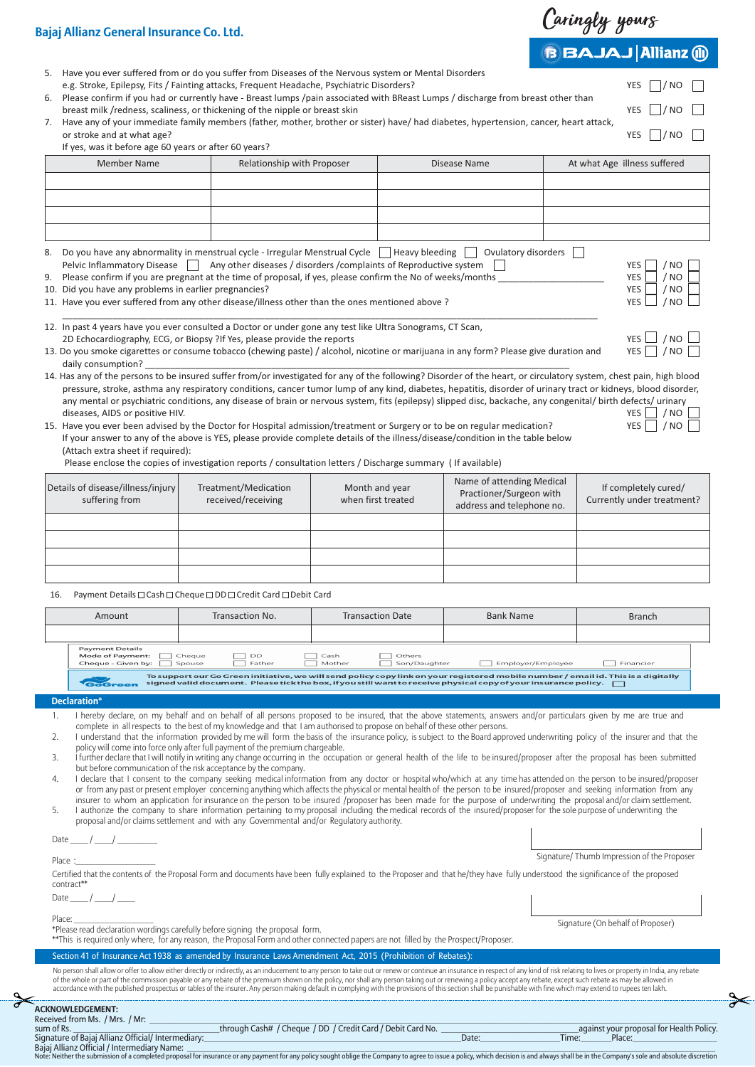**Bajaj Allianz General Insurance Co. Ltd.**

Caringly yours

BAJAJ | Allianz

5. Have you ever suffered from or do you suffer from Diseases of the Nervous system or Mental Disorders e.g. Stroke, Epilepsy, Fits / Fainting attacks, Frequent Headache, Psychiatric Disorders? YES ☐ / NO ☐
6. Please confirm if you had or currently have - Breast lumps /pain associated with BReast Lumps / discharge from breast other than breast milk /redness, scaliness, or thickening of the nipple or breast skin YES ☐ / NO ☐
7. Have any of your immediate family members (father, mother, brother or sister) have/ had diabetes, hypertension, cancer, heart attack, or stroke and at what age? YES ☐ / NO ☐
   If yes, was it before age 60 years or after 60 years?

| Member Name | Relationship with Proposer | Disease Name | At what Age illness suffered |
|---|---|---|---|
| | | | |
| | | | |
| | | | |
| | | | |

8. Do you have any abnormality in menstrual cycle - Irregular Menstrual Cycle ☐ Heavy bleeding ☐ Ovulatory disorders ☐ Pelvic Inflammatory Disease ☐ Any other diseases / disorders /complaints of Reproductive system ☐ YES ☐ / NO ☐
9. Please confirm if you are pregnant at the time of proposal, if yes, please confirm the No of weeks/months ____________________ YES ☐ / NO ☐
10. Did you have any problems in earlier pregnancies? YES ☐ / NO ☐
11. Have you ever suffered from any other disease/illness other than the ones mentioned above ? YES ☐ / NO ☐
    ____________________________________________________________
12. In past 4 years have you ever consulted a Doctor or under gone any test like Ultra Sonograms, CT Scan, 2D Echocardiography, ECG, or Biopsy ?If Yes, please provide the reports YES ☐ / NO ☐
13. Do you smoke cigarettes or consume tobacco (chewing paste) / alcohol, nicotine or marijuana in any form? Please give duration and daily consumption? ____________________ YES ☐ / NO ☐
14. Has any of the persons to be insured suffer from/or investigated for any of the following? Disorder of the heart, or circulatory system, chest pain, high blood pressure, stroke, asthma any respiratory conditions, cancer tumor lump of any kind, diabetes, hepatitis, disorder of urinary tract or kidneys, blood disorder, any mental or psychiatric conditions, any disease of brain or nervous system, fits (epilepsy) slipped disc, backache, any congenital/ birth defects/ urinary diseases, AIDS or positive HIV. YES ☐ / NO ☐
15. Have you ever been advised by the Doctor for Hospital admission/treatment or Surgery or to be on regular medication? YES ☐ / NO ☐
    If your answer to any of the above is YES, please provide complete details of the illness/disease/condition in the table below (Attach extra sheet if required):
    Please enclose the copies of investigation reports / consultation letters / Discharge summary ( If available)

| Details of disease/illness/injury suffering from | Treatment/Medication received/receiving | Month and year when first treated | Name of attending Medical Practioner/Surgeon with address and telephone no. | If completely cured/ Currently under treatment? |
|---|---|---|---|---|
| | | | | |
| | | | | |
| | | | | |
| | | | | |

16. Payment Details ☐ Cash ☐ Cheque ☐ DD ☐ Credit Card ☐ Debit Card

| Amount | Transaction No. | Transaction Date | Bank Name | Branch |
|---|---|---|---|---|
| | | | | |

Payment Details
Mode of Payment: ☐ Cheque ☐ DD ☐ Cash ☐ Others
Cheque - Given by: ☐ Spouse ☐ Father ☐ Mother ☐ Son/Daughter ☐ Employer/Employee ☐ Financier

GoGreen — To support our Go Green initiative, we will send policy copy link on your registered mobile number / email id. This is a digitally signed valid document. Please tick the box, if you still want to receive physical copy of your insurance policy. ☐

## Declaration*

1. I hereby declare, on my behalf and on behalf of all persons proposed to be insured, that the above statements, answers and/or particulars given by me are true and complete in all respects to the best of my knowledge and that I am authorised to propose on behalf of these other persons.
2. I understand that the information provided by me will form the basis of the insurance policy, is subject to the Board approved underwriting policy of the insurer and that the policy will come into force only after full payment of the premium chargeable.
3. I further declare that I will notify in writing any change occurring in the occupation or general health of the life to be insured/proposer after the proposal has been submitted but before communication of the risk acceptance by the company.
4. I declare that I consent to the company seeking medical information from any doctor or hospital who/which at any time has attended on the person to be insured/proposer or from any past or present employer concerning anything which affects the physical or mental health of the person to be insured/proposer and seeking information from any insurer to whom an application for insurance on the person to be insured /proposer has been made for the purpose of underwriting the proposal and/or claim settlement.
5. I authorize the company to share information pertaining to my proposal including the medical records of the insured/proposer for the sole purpose of underwriting the proposal and/or claims settlement and with any Governmental and/or Regulatory authority.

Date ____/ ____/ __________

Place :____________________

Signature/ Thumb Impression of the Proposer

Certified that the contents of the Proposal Form and documents have been fully explained to the Proposer and that he/they have fully understood the significance of the proposed contract**

Date ____/ ____/ ____

Place: ____________________

Signature (On behalf of Proposer)

*Please read declaration wordings carefully before signing the proposal form.
**This is required only where, for any reason, the Proposal Form and other connected papers are not filled by the Prospect/Proposer.

### Section 41 of Insurance Act 1938 as amended by Insurance Laws Amendment Act, 2015 (Prohibition of Rebates):

No person shall allow or offer to allow either directly or indirectly, as an inducement to any person to take out or renew or continue an insurance in respect of any kind of risk relating to lives or property in India, any rebate of the whole or part of the commission payable or any rebate of the premium shown on the policy, nor shall any person taking out or renewing a policy accept any rebate, except such rebate as may be allowed in accordance with the published prospectus or tables of the insurer. Any person making default in complying with the provisions of this section shall be punishable with fine which may extend to rupees ten lakh.

**ACKNOWLEDGEMENT:**

Received from Ms. / Mrs. / Mr: ____________________________________________

sum of Rs. ____________________ through Cash# / Cheque / DD / Credit Card / Debit Card No. ____________________ against your proposal for Health Policy.

Signature of Bajaj Allianz Official/ Intermediary: ____________________ Date: __________ Time: ______ Place: __________

Bajaj Allianz Official / Intermediary Name: ____________________

Note: Neither the submission of a completed proposal for insurance or any payment for any policy sought oblige the Company to agree to issue a policy, which decision is and always shall be in the Company's sole and absolute discretion